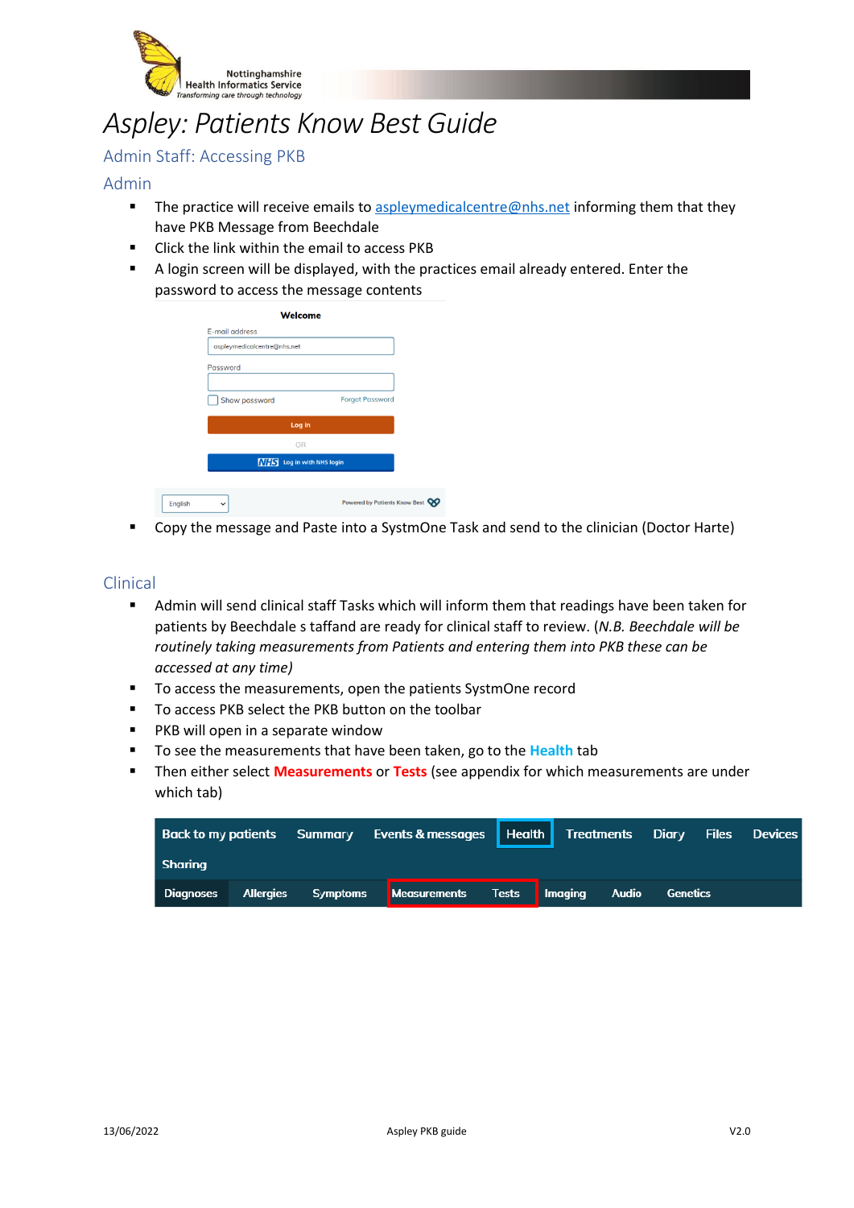# Aspley: Patients Know Best Guide

## Admin Staff: Accessing PKB

### Admin

- The practice will receive emails to aspleymedicalcentre@nhs.net informing them that they have PKB Message from Beechdale
- Click the link within the email to access PKB
- A login screen will be displayed, with the practices email already entered. Enter the password to access the message contents
- Copy the message and Paste into a SystmOne Task and send to the clinician (Doctor Harte)

### Clinical

- Admin will send clinical staff Tasks which will inform them that readings have been taken for patients by Beechdale s taffand are ready for clinical staff to review. (*N.B. Beechdale will be routinely taking measurements from Patients and entering them into PKB these can be accessed at any time)*
- To access the measurements, open the patients SystmOne record
- To access PKB select the PKB button on the toolbar
- PKB will open in a separate window
- To see the measurements that have been taken, go to the **Health** tab
- Then either select **Measurements** or **Tests** (see appendix for which measurements are under which tab)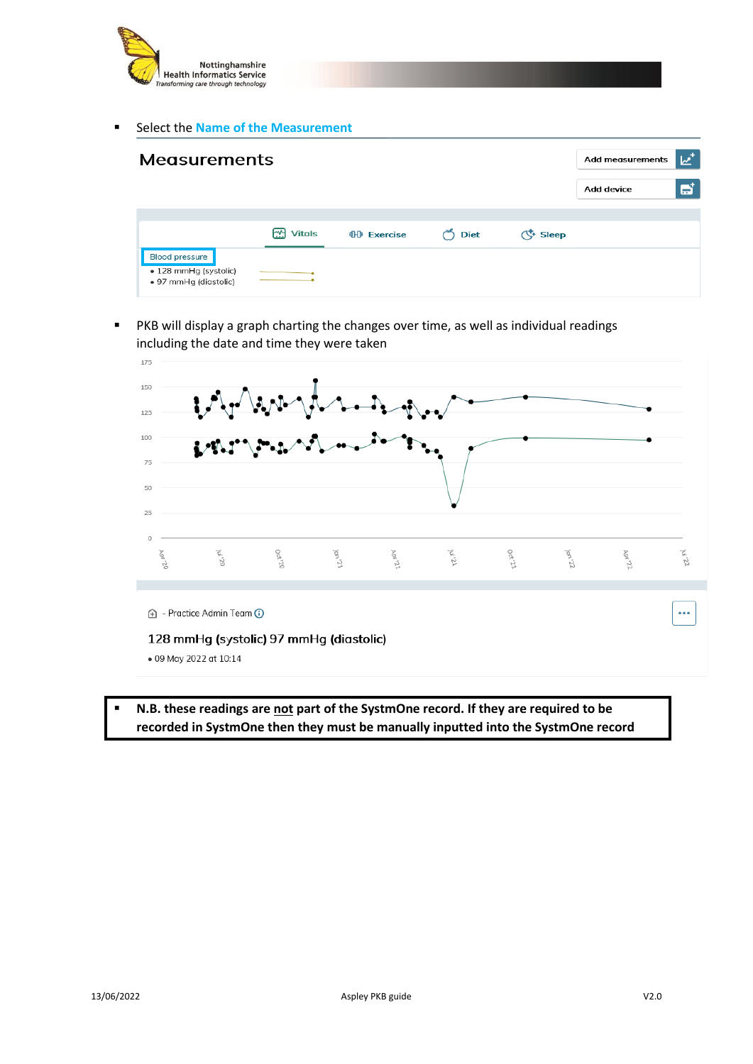- Select the Name of the Measurement

# Measurements

Add measurements

Add device

Vitals | Exercise | Diet | Sleep

Blood pressure

- 128 mmHg (systolic)
- 97 mmHg (diastolic)

- PKB will display a graph charting the changes over time, as well as individual readings including the date and time they were taken

175
150
125
100
75
50
25
0

Apr '20 | Jul '20 | Oct '20 | Jan '21 | Apr '21 | Jul '21 | Oct '21 | Jan '22 | Apr '22 | Jul '22

- Practice Admin Team

128 mmHg (systolic) 97 mmHg (diastolic)

- 09 May 2022 at 10:14

- **N.B. these readings are <u>not</u> part of the SystmOne record. If they are required to be recorded in SystmOne then they must be manually inputted into the SystmOne record**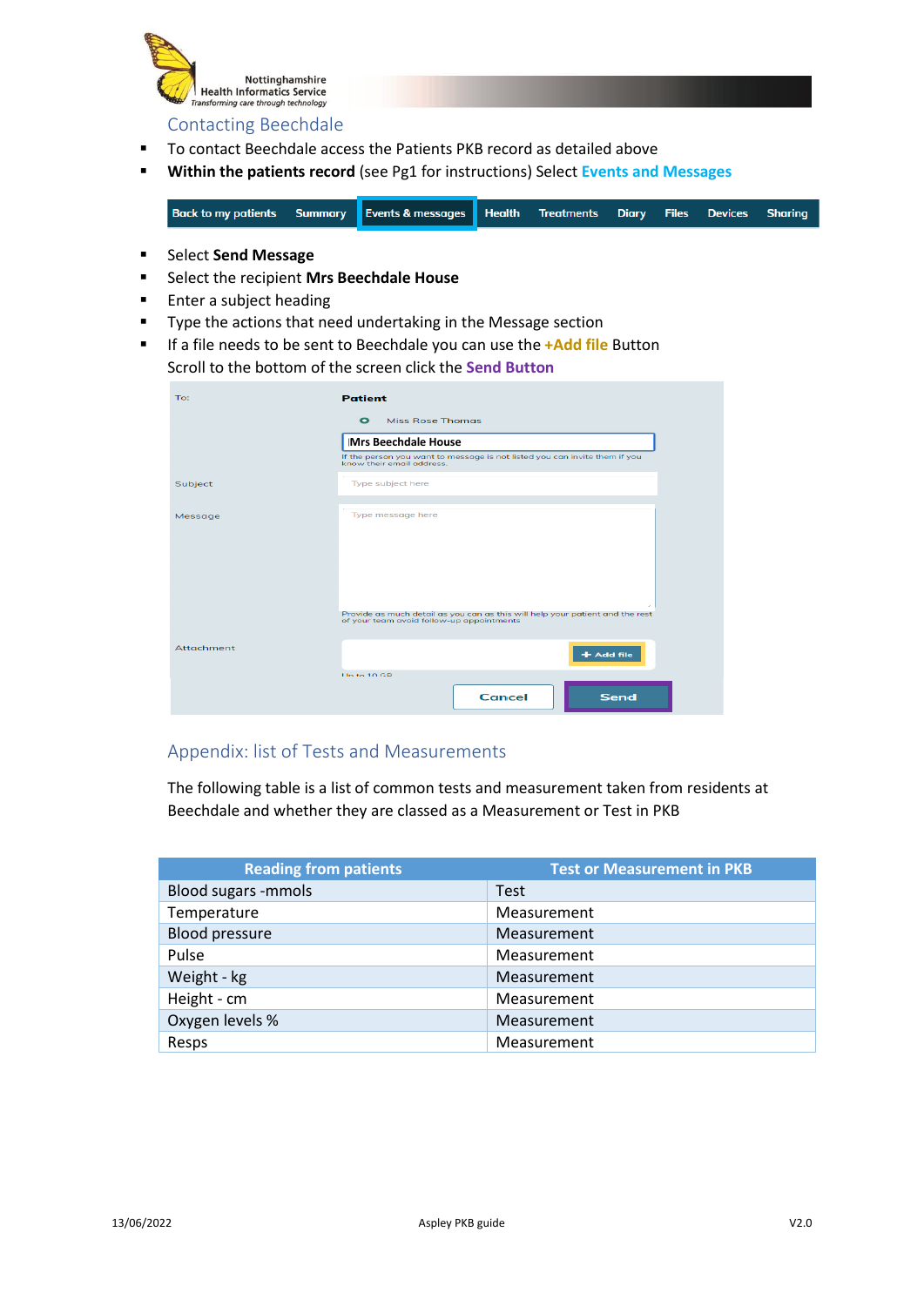## Contacting Beechdale

- To contact Beechdale access the Patients PKB record as detailed above
- **Within the patients record** (see Pg1 for instructions) Select **Events and Messages**

Back to my patients | Summary | Events & messages | Health | Treatments | Diary | Files | Devices | Sharing

- Select **Send Message**
- Select the recipient **Mrs Beechdale House**
- Enter a subject heading
- Type the actions that need undertaking in the Message section
- If a file needs to be sent to Beechdale you can use the **+Add file** Button

Scroll to the bottom of the screen click the **Send Button**

To: **Patient**

Miss Rose Thomas

Mrs Beechdale House

If the person you want to message is not listed you can invite them if you know their email address.

Subject: Type subject here

Message: Type message here

Provide as much detail as you can as this will help your patient and the rest of your team avoid follow-up appointments

Attachment: + Add file

Up to 10 GB

Cancel | Send

## Appendix: list of Tests and Measurements

The following table is a list of common tests and measurement taken from residents at Beechdale and whether they are classed as a Measurement or Test in PKB

| Reading from patients | Test or Measurement in PKB |
| --- | --- |
| Blood sugars -mmols | Test |
| Temperature | Measurement |
| Blood pressure | Measurement |
| Pulse | Measurement |
| Weight - kg | Measurement |
| Height - cm | Measurement |
| Oxygen levels % | Measurement |
| Resps | Measurement |